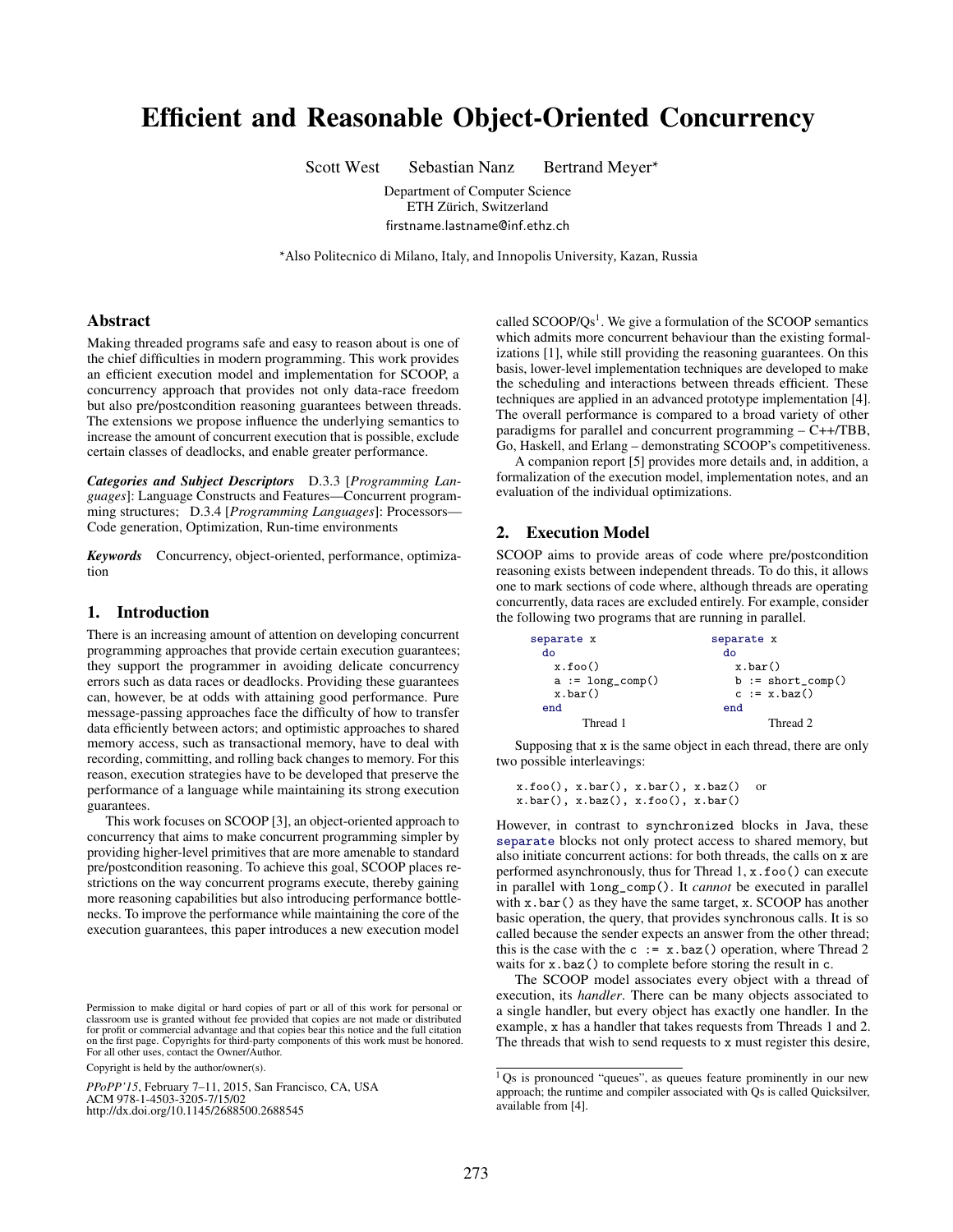# Efficient and Reasonable Object-Oriented Concurrency

Scott West Sebastian Nanz Bertrand Meyer*

Department of Computer Science
ETH Zürich, Switzerland
firstname.lastname@inf.ethz.ch

*Also Politecnico di Milano, Italy, and Innopolis University, Kazan, Russia

## Abstract

Making threaded programs safe and easy to reason about is one of the chief difficulties in modern programming. This work provides an efficient execution model and implementation for SCOOP, a concurrency approach that provides not only data-race freedom but also pre/postcondition reasoning guarantees between threads. The extensions we propose influence the underlying semantics to increase the amount of concurrent execution that is possible, exclude certain classes of deadlocks, and enable greater performance.

***Categories and Subject Descriptors*** D.3.3 [*Programming Languages*]: Language Constructs and Features—Concurrent programming structures; D.3.4 [*Programming Languages*]: Processors—Code generation, Optimization, Run-time environments

***Keywords*** Concurrency, object-oriented, performance, optimization

## 1. Introduction

There is an increasing amount of attention on developing concurrent programming approaches that provide certain execution guarantees; they support the programmer in avoiding delicate concurrency errors such as data races or deadlocks. Providing these guarantees can, however, be at odds with attaining good performance. Pure message-passing approaches face the difficulty of how to transfer data efficiently between actors; and optimistic approaches to shared memory access, such as transactional memory, have to deal with recording, committing, and rolling back changes to memory. For this reason, execution strategies have to be developed that preserve the performance of a language while maintaining its strong execution guarantees.

This work focuses on SCOOP [3], an object-oriented approach to concurrency that aims to make concurrent programming simpler by providing higher-level primitives that are more amenable to standard pre/postcondition reasoning. To achieve this goal, SCOOP places restrictions on the way concurrent programs execute, thereby gaining more reasoning capabilities but also introducing performance bottlenecks. To improve the performance while maintaining the core of the execution guarantees, this paper introduces a new execution model called SCOOP/Qs[1]. We give a formulation of the SCOOP semantics which admits more concurrent behaviour than the existing formalizations [1], while still providing the reasoning guarantees. On this basis, lower-level implementation techniques are developed to make the scheduling and interactions between threads efficient. These techniques are applied in an advanced prototype implementation [4]. The overall performance is compared to a broad variety of other paradigms for parallel and concurrent programming – C++/TBB, Go, Haskell, and Erlang – demonstrating SCOOP's competitiveness.

A companion report [5] provides more details and, in addition, a formalization of the execution model, implementation notes, and an evaluation of the individual optimizations.

## 2. Execution Model

SCOOP aims to provide areas of code where pre/postcondition reasoning exists between independent threads. To do this, it allows one to mark sections of code where, although threads are operating concurrently, data races are excluded entirely. For example, consider the following two programs that are running in parallel.

```
separate x
  do
    x.foo()
    a := long_comp()
    x.bar()
  end
```

Thread 1

```
separate x
  do
    x.bar()
    b := short_comp()
    c := x.baz()
  end
```

Thread 2

Supposing that x is the same object in each thread, there are only two possible interleavings:

```
x.foo(), x.bar(), x.bar(), x.baz()   or
x.bar(), x.baz(), x.foo(), x.bar()
```

However, in contrast to `synchronized` blocks in Java, these `separate` blocks not only protect access to shared memory, but also initiate concurrent actions: for both threads, the calls on x are performed asynchronously, thus for Thread 1, `x.foo()` can execute in parallel with `long_comp()`. It *cannot* be executed in parallel with `x.bar()` as they have the same target, x. SCOOP has another basic operation, the query, that provides synchronous calls. It is so called because the sender expects an answer from the other thread; this is the case with the `c := x.baz()` operation, where Thread 2 waits for `x.baz()` to complete before storing the result in c.

The SCOOP model associates every object with a thread of execution, its *handler*. There can be many objects associated to a single handler, but every object has exactly one handler. In the example, x has a handler that takes requests from Threads 1 and 2. The threads that wish to send requests to x must register this desire,

[1] Qs is pronounced "queues", as queues feature prominently in our new approach; the runtime and compiler associated with Qs is called Quicksilver, available from [4].

Permission to make digital or hard copies of part or all of this work for personal or classroom use is granted without fee provided that copies are not made or distributed for profit or commercial advantage and that copies bear this notice and the full citation on the first page. Copyrights for third-party components of this work must be honored. For all other uses, contact the Owner/Author.

Copyright is held by the owner/author(s).

*PPoPP'15*, February 7–11, 2015, San Francisco, CA, USA
ACM 978-1-4503-3205-7/15/02
http://dx.doi.org/10.1145/2688500.2688545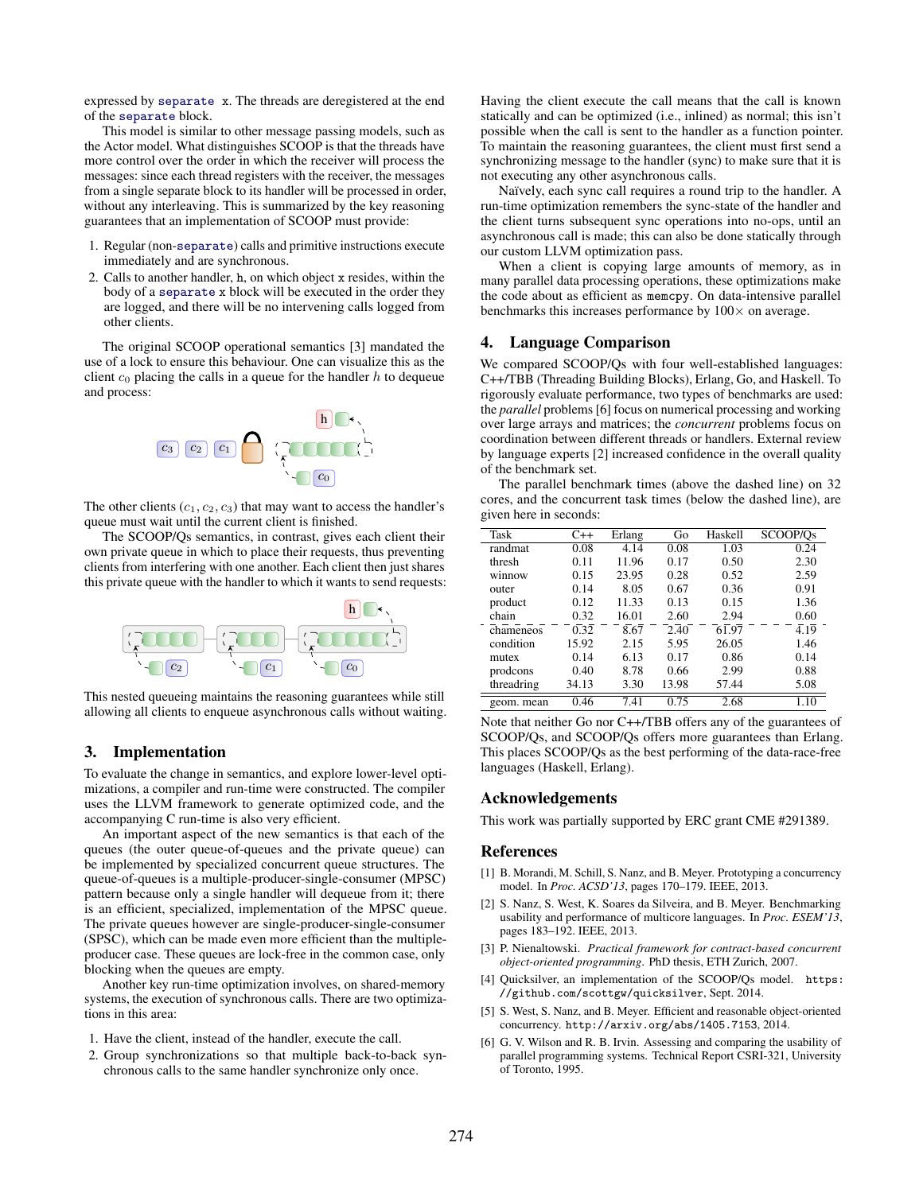expressed by `separate x`. The threads are deregistered at the end of the `separate` block.

This model is similar to other message passing models, such as the Actor model. What distinguishes SCOOP is that the threads have more control over the order in which the receiver will process the messages: since each thread registers with the receiver, the messages from a single separate block to its handler will be processed in order, without any interleaving. This is summarized by the key reasoning guarantees that an implementation of SCOOP must provide:

1. Regular (non-`separate`) calls and primitive instructions execute immediately and are synchronous.
2. Calls to another handler, `h`, on which object `x` resides, within the body of a `separate x` block will be executed in the order they are logged, and there will be no intervening calls logged from other clients.

The original SCOOP operational semantics [3] mandated the use of a lock to ensure this behaviour. One can visualize this as the client $c_0$ placing the calls in a queue for the handler $h$ to dequeue and process:

h

$c_3$ $c_2$ $c_1$

$c_0$

The other clients ($c_1, c_2, c_3$) that may want to access the handler's queue must wait until the current client is finished.

The SCOOP/Qs semantics, in contrast, gives each client their own private queue in which to place their requests, thus preventing clients from interfering with one another. Each client then just shares this private queue with the handler to which it wants to send requests:

h

$c_2$ $c_1$ $c_0$

This nested queueing maintains the reasoning guarantees while still allowing all clients to enqueue asynchronous calls without waiting.

## 3. Implementation

To evaluate the change in semantics, and explore lower-level optimizations, a compiler and run-time were constructed. The compiler uses the LLVM framework to generate optimized code, and the accompanying C run-time is also very efficient.

An important aspect of the new semantics is that each of the queues (the outer queue-of-queues and the private queue) can be implemented by specialized concurrent queue structures. The queue-of-queues is a multiple-producer-single-consumer (MPSC) pattern because only a single handler will dequeue from it; there is an efficient, specialized, implementation of the MPSC queue. The private queues however are single-producer-single-consumer (SPSC), which can be made even more efficient than the multiple-producer case. These queues are lock-free in the common case, only blocking when the queues are empty.

Another key run-time optimization involves, on shared-memory systems, the execution of synchronous calls. There are two optimizations in this area:

1. Have the client, instead of the handler, execute the call.
2. Group synchronizations so that multiple back-to-back synchronous calls to the same handler synchronize only once.

Having the client execute the call means that the call is known statically and can be optimized (i.e., inlined) as normal; this isn't possible when the call is sent to the handler as a function pointer. To maintain the reasoning guarantees, the client must first send a synchronizing message to the handler (sync) to make sure that it is not executing any other asynchronous calls.

Naïvely, each sync call requires a round trip to the handler. A run-time optimization remembers the sync-state of the handler and the client turns subsequent sync operations into no-ops, until an asynchronous call is made; this can also be done statically through our custom LLVM optimization pass.

When a client is copying large amounts of memory, as in many parallel data processing operations, these optimizations make the code about as efficient as `memcpy`. On data-intensive parallel benchmarks this increases performance by 100× on average.

## 4. Language Comparison

We compared SCOOP/Qs with four well-established languages: C++/TBB (Threading Building Blocks), Erlang, Go, and Haskell. To rigorously evaluate performance, two types of benchmarks are used: the *parallel* problems [6] focus on numerical processing and working over large arrays and matrices; the *concurrent* problems focus on coordination between different threads or handlers. External review by language experts [2] increased confidence in the overall quality of the benchmark set.

The parallel benchmark times (above the dashed line) on 32 cores, and the concurrent task times (below the dashed line), are given here in seconds:

| Task | C++ | Erlang | Go | Haskell | SCOOP/Qs |
|---|---|---|---|---|---|
| randmat | 0.08 | 4.14 | 0.08 | 1.03 | 0.24 |
| thresh | 0.11 | 11.96 | 0.17 | 0.50 | 2.30 |
| winnow | 0.15 | 23.95 | 0.28 | 0.52 | 2.59 |
| outer | 0.14 | 8.05 | 0.67 | 0.36 | 0.91 |
| product | 0.12 | 11.33 | 0.13 | 0.15 | 1.36 |
| chain | 0.32 | 16.01 | 2.60 | 2.94 | 0.60 |
| chameneos | 0.32 | 8.67 | 2.40 | 61.97 | 4.19 |
| condition | 15.92 | 2.15 | 5.95 | 26.05 | 1.46 |
| mutex | 0.14 | 6.13 | 0.17 | 0.86 | 0.14 |
| prodcons | 0.40 | 8.78 | 0.66 | 2.99 | 0.88 |
| threadring | 34.13 | 3.30 | 13.98 | 57.44 | 5.08 |
| geom. mean | 0.46 | 7.41 | 0.75 | 2.68 | 1.10 |

Note that neither Go nor C++/TBB offers any of the guarantees of SCOOP/Qs, and SCOOP/Qs offers more guarantees than Erlang. This places SCOOP/Qs as the best performing of the data-race-free languages (Haskell, Erlang).

## Acknowledgements

This work was partially supported by ERC grant CME #291389.

## References

[1] B. Morandi, M. Schill, S. Nanz, and B. Meyer. Prototyping a concurrency model. In *Proc. ACSD'13*, pages 170–179. IEEE, 2013.

[2] S. Nanz, S. West, K. Soares da Silveira, and B. Meyer. Benchmarking usability and performance of multicore languages. In *Proc. ESEM'13*, pages 183–192. IEEE, 2013.

[3] P. Nienaltowski. *Practical framework for contract-based concurrent object-oriented programming*. PhD thesis, ETH Zurich, 2007.

[4] Quicksilver, an implementation of the SCOOP/Qs model. `https://github.com/scottgw/quicksilver`, Sept. 2014.

[5] S. West, S. Nanz, and B. Meyer. Efficient and reasonable object-oriented concurrency. `http://arxiv.org/abs/1405.7153`, 2014.

[6] G. V. Wilson and R. B. Irvin. Assessing and comparing the usability of parallel programming systems. Technical Report CSRI-321, University of Toronto, 1995.